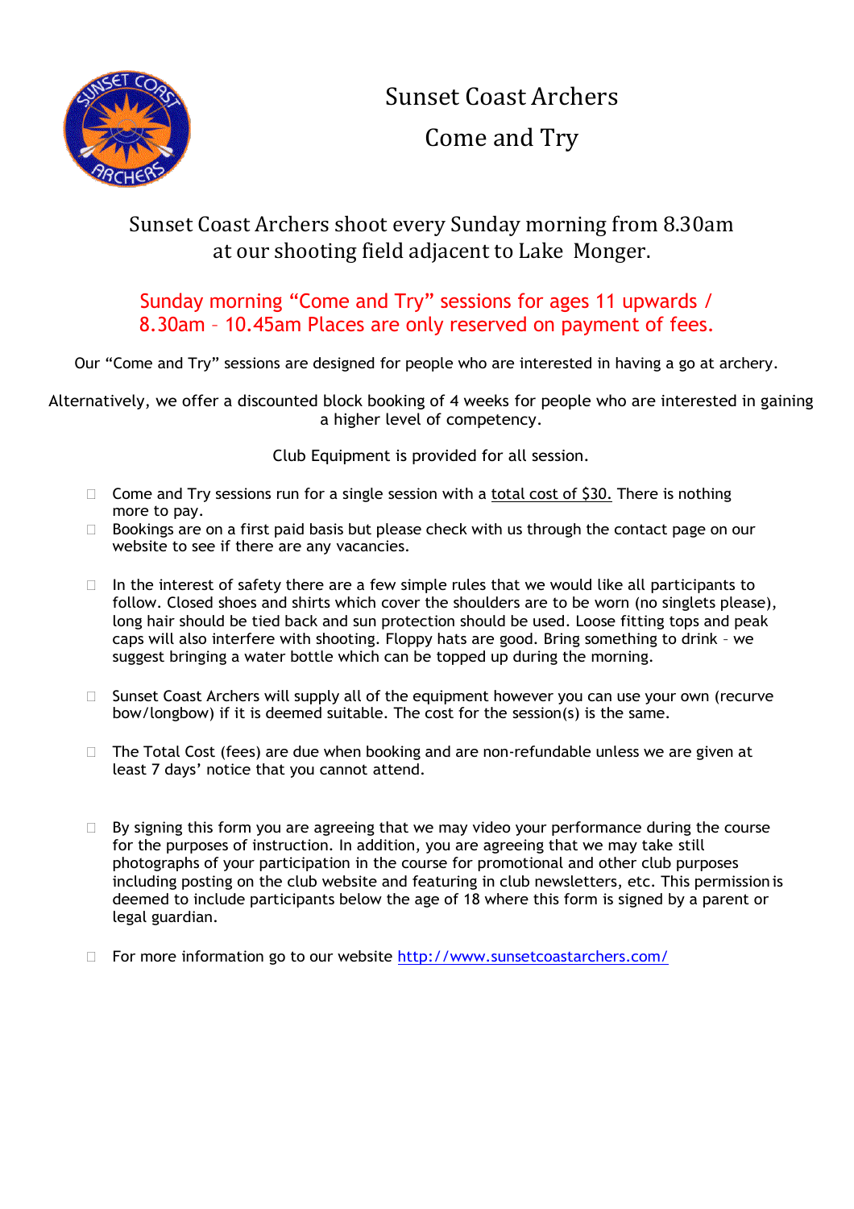# Sunset Coast Archers

# Come and Try

Sunset Coast Archers shoot every Sunday morning from 8.30am at our shooting field adjacent to Lake Monger.

Sunday morning "Come and Try" sessions for ages 11 upwards / 8.30am – 10.45am Places are only reserved on payment of fees.

Our "Come and Try" sessions are designed for people who are interested in having a go at archery.

Alternatively, we offer a discounted block booking of 4 weeks for people who are interested in gaining a higher level of competency.

Club Equipment is provided for all session.

- Come and Try sessions run for a single session with a total cost of $30. There is nothing more to pay.
- Bookings are on a first paid basis but please check with us through the contact page on our website to see if there are any vacancies.
- In the interest of safety there are a few simple rules that we would like all participants to follow. Closed shoes and shirts which cover the shoulders are to be worn (no singlets please), long hair should be tied back and sun protection should be used. Loose fitting tops and peak caps will also interfere with shooting. Floppy hats are good. Bring something to drink – we suggest bringing a water bottle which can be topped up during the morning.
- Sunset Coast Archers will supply all of the equipment however you can use your own (recurve bow/longbow) if it is deemed suitable. The cost for the session(s) is the same.
- The Total Cost (fees) are due when booking and are non-refundable unless we are given at least 7 days' notice that you cannot attend.
- By signing this form you are agreeing that we may video your performance during the course for the purposes of instruction. In addition, you are agreeing that we may take still photographs of your participation in the course for promotional and other club purposes including posting on the club website and featuring in club newsletters, etc. This permission is deemed to include participants below the age of 18 where this form is signed by a parent or legal guardian.
- For more information go to our website http://www.sunsetcoastarchers.com/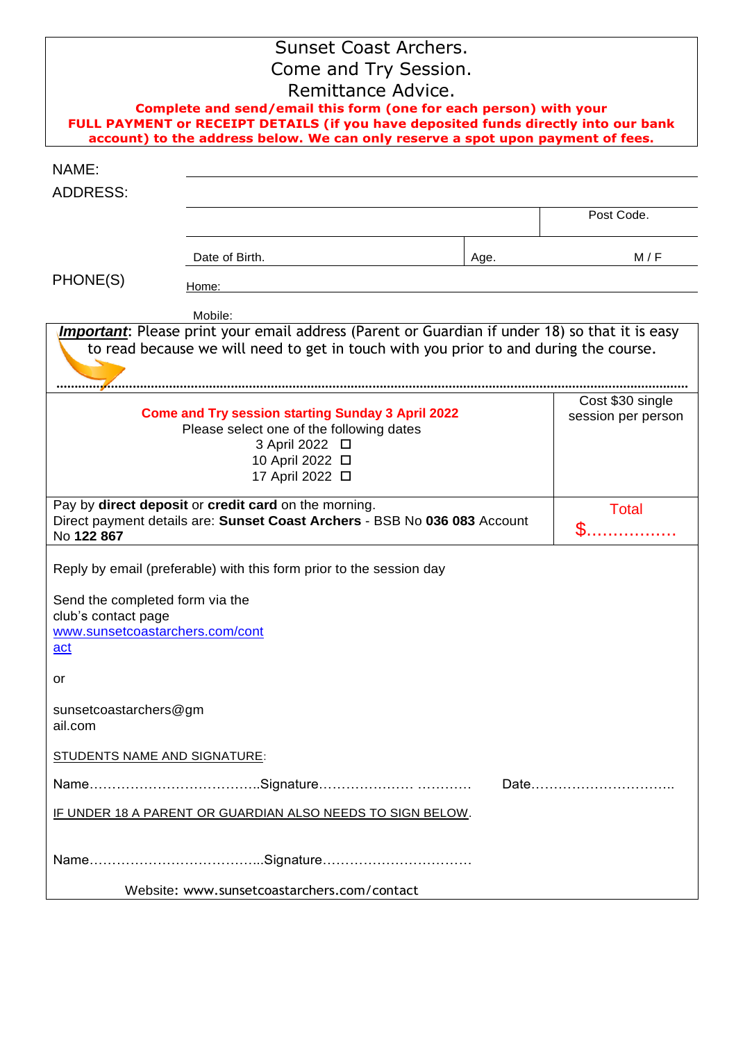# Sunset Coast Archers.
# Come and Try Session.
# Remittance Advice.

**Complete and send/email this form (one for each person) with your FULL PAYMENT or RECEIPT DETAILS (if you have deposited funds directly into our bank account) to the address below. We can only reserve a spot upon payment of fees.**

| | | | |
|---|---|---|---|
| NAME: | | | |
| ADDRESS: | | | |
| | | | Post Code. |
| | Date of Birth. | Age. | M / F |
| PHONE(S) | Home: | | |
| | Mobile: | | |

***Important***: Please print your email address (Parent or Guardian if under 18) so that it is easy to read because we will need to get in touch with you prior to and during the course.

.......................................................................................................................................................................

| | |
|---|---|
| **Come and Try session starting Sunday 3 April 2022**<br>Please select one of the following dates<br>3 April 2022 ☐<br>10 April 2022 ☐<br>17 April 2022 ☐ | Cost $30 single session per person |
| Pay by **direct deposit** or **credit card** on the morning.<br>Direct payment details are: **Sunset Coast Archers** - BSB No **036 083** Account No **122 867** | Total<br>$................. |

Reply by email (preferable) with this form prior to the session day

Send the completed form via the club's contact page
www.sunsetcoastarchers.com/contact

or

sunsetcoastarchers@gmail.com

STUDENTS NAME AND SIGNATURE:

Name.....................................Signature.................... ............ Date...............................

IF UNDER 18 A PARENT OR GUARDIAN ALSO NEEDS TO SIGN BELOW.

Name.....................................Signature................................

Website: www.sunsetcoastarchers.com/contact